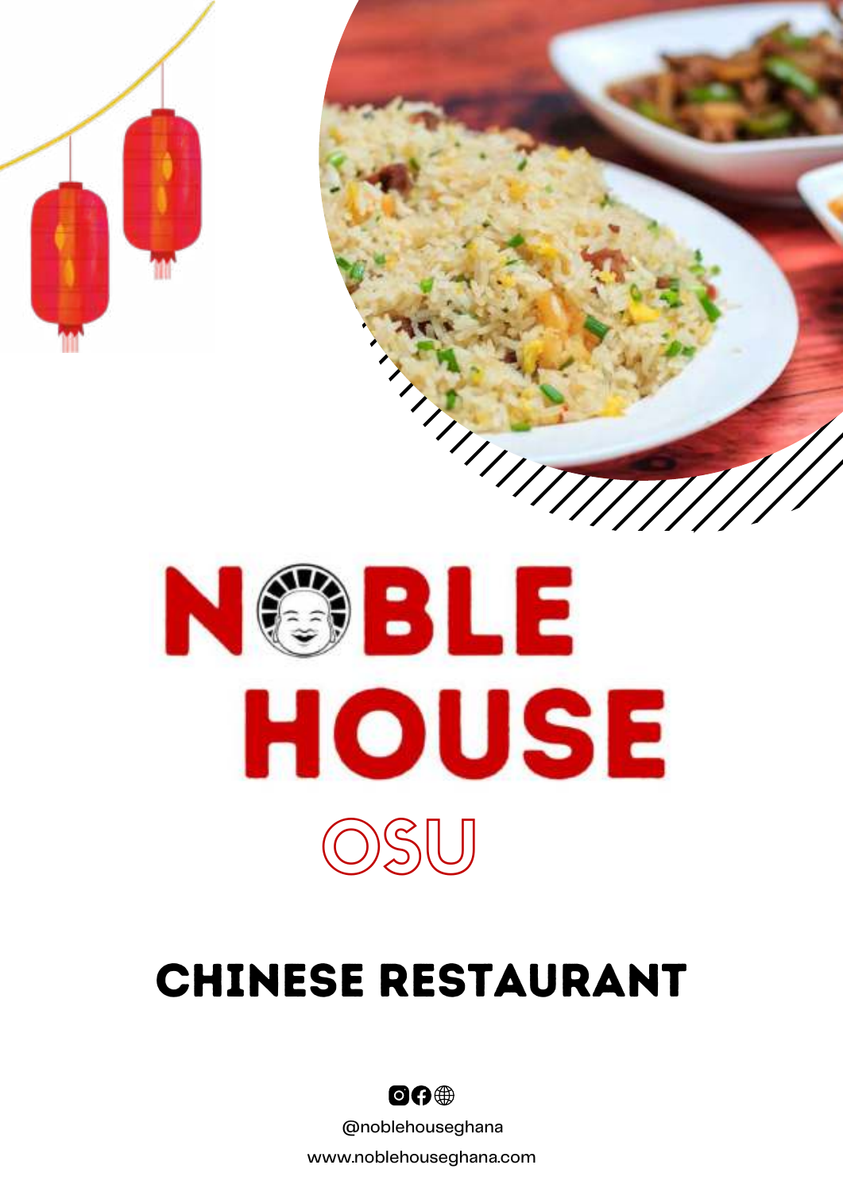# NOBLE HOUSE

## OSU

## CHINESE RESTAURANT

@noblehouseghana

www.noblehouseghana.com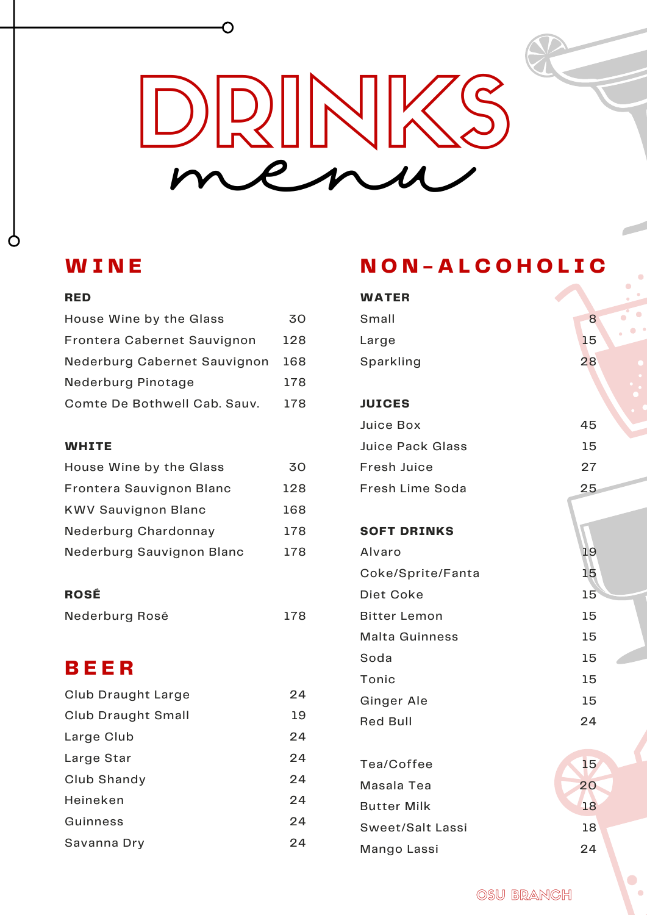# DRINKS menu

## WINE

### RED

| | |
|---|---|
| House Wine by the Glass | 30 |
| Frontera Cabernet Sauvignon | 128 |
| Nederburg Cabernet Sauvignon | 168 |
| Nederburg Pinotage | 178 |
| Comte De Bothwell Cab. Sauv. | 178 |

### WHITE

| | |
|---|---|
| House Wine by the Glass | 30 |
| Frontera Sauvignon Blanc | 128 |
| KWV Sauvignon Blanc | 168 |
| Nederburg Chardonnay | 178 |
| Nederburg Sauvignon Blanc | 178 |

### ROSÉ

| | |
|---|---|
| Nederburg Rosé | 178 |

## BEER

| | |
|---|---|
| Club Draught Large | 24 |
| Club Draught Small | 19 |
| Large Club | 24 |
| Large Star | 24 |
| Club Shandy | 24 |
| Heineken | 24 |
| Guinness | 24 |
| Savanna Dry | 24 |

## NON-ALCOHOLIC

### WATER

| | |
|---|---|
| Small | 8 |
| Large | 15 |
| Sparkling | 28 |

### JUICES

| | |
|---|---|
| Juice Box | 45 |
| Juice Pack Glass | 15 |
| Fresh Juice | 27 |
| Fresh Lime Soda | 25 |

### SOFT DRINKS

| | |
|---|---|
| Alvaro | 19 |
| Coke/Sprite/Fanta | 15 |
| Diet Coke | 15 |
| Bitter Lemon | 15 |
| Malta Guinness | 15 |
| Soda | 15 |
| Tonic | 15 |
| Ginger Ale | 15 |
| Red Bull | 24 |

| | |
|---|---|
| Tea/Coffee | 15 |
| Masala Tea | 20 |
| Butter Milk | 18 |
| Sweet/Salt Lassi | 18 |
| Mango Lassi | 24 |

OSU BRANCH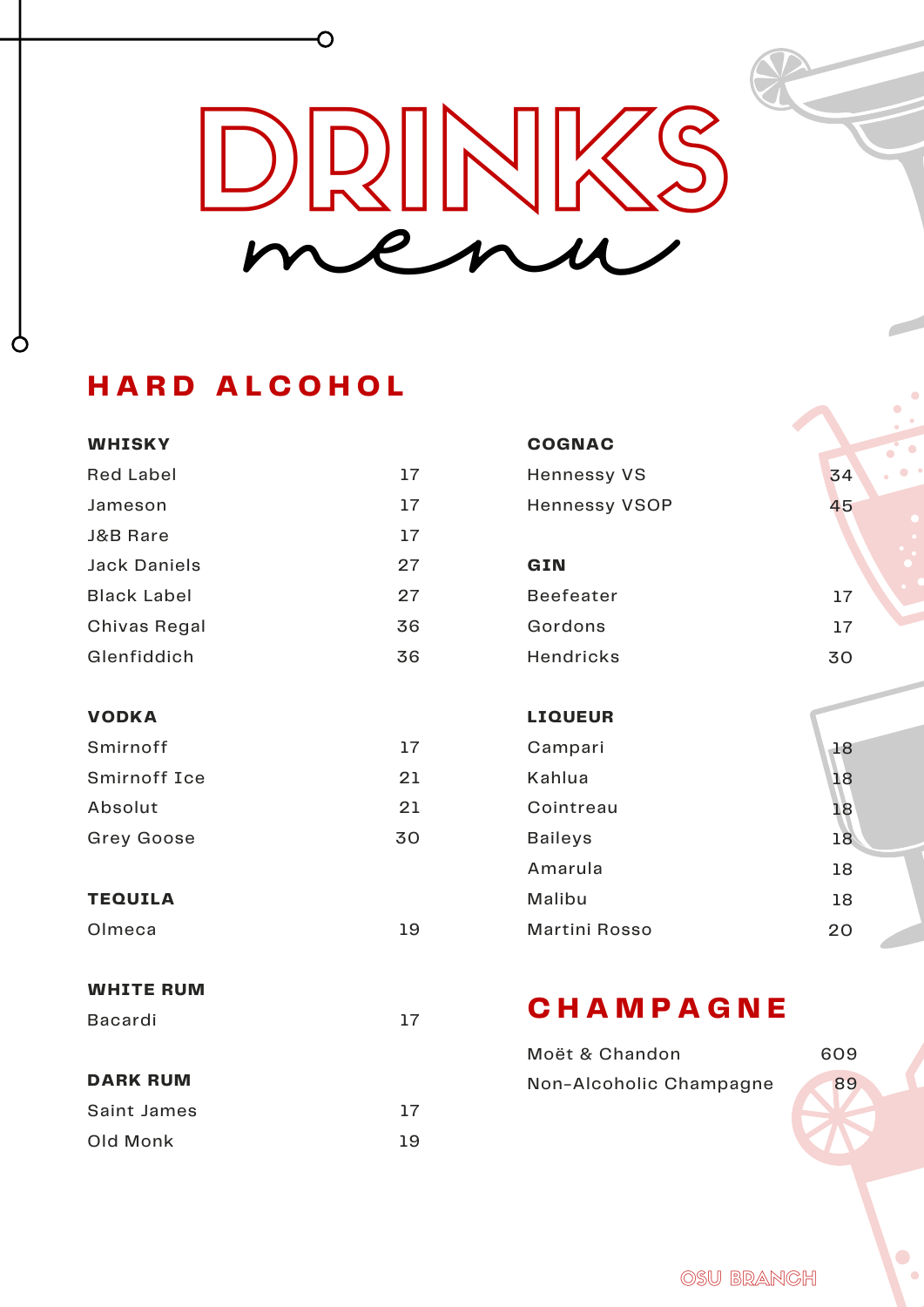# DRINKS
## menu

## HARD ALCOHOL

### WHISKY

| | |
|---|---|
| Red Label | 17 |
| Jameson | 17 |
| J&B Rare | 17 |
| Jack Daniels | 27 |
| Black Label | 27 |
| Chivas Regal | 36 |
| Glenfiddich | 36 |

### VODKA

| | |
|---|---|
| Smirnoff | 17 |
| Smirnoff Ice | 21 |
| Absolut | 21 |
| Grey Goose | 30 |

### TEQUILA

| | |
|---|---|
| Olmeca | 19 |

### WHITE RUM

| | |
|---|---|
| Bacardi | 17 |

### DARK RUM

| | |
|---|---|
| Saint James | 17 |
| Old Monk | 19 |

### COGNAC

| | |
|---|---|
| Hennessy VS | 34 |
| Hennessy VSOP | 45 |

### GIN

| | |
|---|---|
| Beefeater | 17 |
| Gordons | 17 |
| Hendricks | 30 |

### LIQUEUR

| | |
|---|---|
| Campari | 18 |
| Kahlua | 18 |
| Cointreau | 18 |
| Baileys | 18 |
| Amarula | 18 |
| Malibu | 18 |
| Martini Rosso | 20 |

## CHAMPAGNE

| | |
|---|---|
| Moët & Chandon | 609 |
| Non-Alcoholic Champagne | 89 |

OSU BRANCH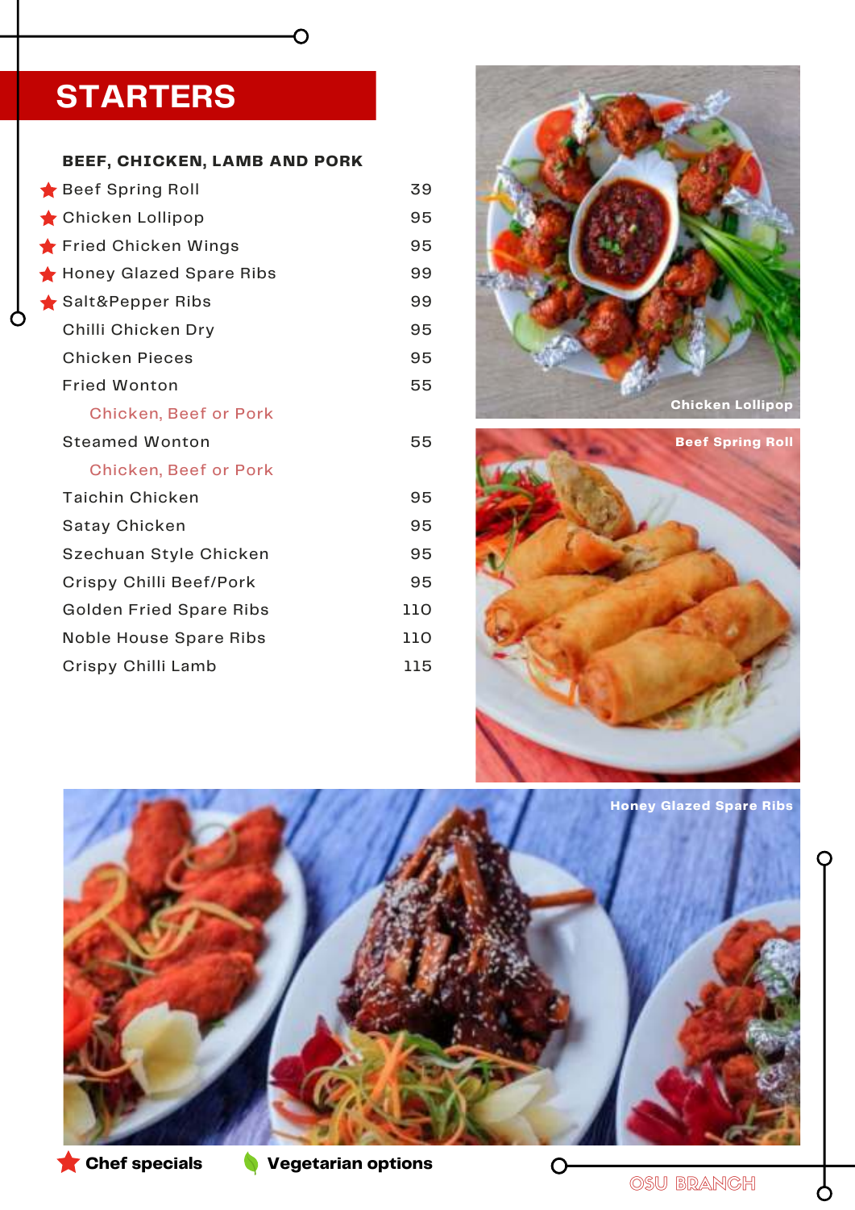# STARTERS

## BEEF, CHICKEN, LAMB AND PORK

| | |
|---|---|
| ★ Beef Spring Roll | 39 |
| ★ Chicken Lollipop | 95 |
| ★ Fried Chicken Wings | 95 |
| ★ Honey Glazed Spare Ribs | 99 |
| ★ Salt&Pepper Ribs | 99 |
| Chilli Chicken Dry | 95 |
| Chicken Pieces | 95 |
| Fried Wonton (Chicken, Beef or Pork) | 55 |
| Steamed Wonton (Chicken, Beef or Pork) | 55 |
| Taichin Chicken | 95 |
| Satay Chicken | 95 |
| Szechuan Style Chicken | 95 |
| Crispy Chilli Beef/Pork | 95 |
| Golden Fried Spare Ribs | 110 |
| Noble House Spare Ribs | 110 |
| Crispy Chilli Lamb | 115 |

Chicken Lollipop

Beef Spring Roll

Honey Glazed Spare Ribs

★ **Chef specials** &nbsp;&nbsp; **Vegetarian options**

OSU BRANCH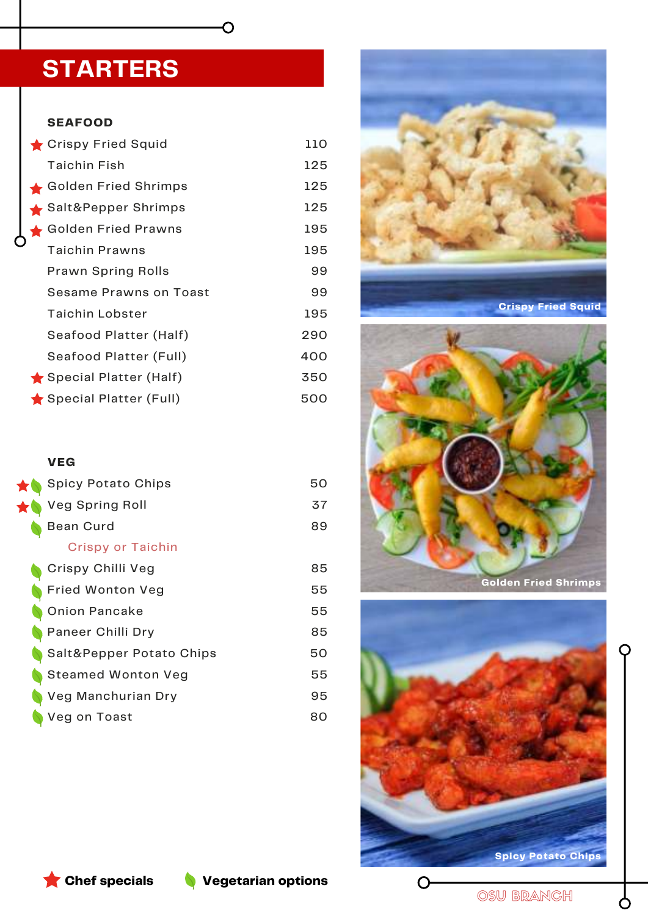# STARTERS

## SEAFOOD

| | |
|---|---|
| ★ Crispy Fried Squid | 110 |
| Taichin Fish | 125 |
| ★ Golden Fried Shrimps | 125 |
| ★ Salt&Pepper Shrimps | 125 |
| ★ Golden Fried Prawns | 195 |
| Taichin Prawns | 195 |
| Prawn Spring Rolls | 99 |
| Sesame Prawns on Toast | 99 |
| Taichin Lobster | 195 |
| Seafood Platter (Half) | 290 |
| Seafood Platter (Full) | 400 |
| ★ Special Platter (Half) | 350 |
| ★ Special Platter (Full) | 500 |

## VEG

| | |
|---|---|
| ★ 🌿 Spicy Potato Chips | 50 |
| ★ 🌿 Veg Spring Roll | 37 |
| 🌿 Bean Curd (Crispy or Taichin) | 89 |
| 🌿 Crispy Chilli Veg | 85 |
| 🌿 Fried Wonton Veg | 55 |
| 🌿 Onion Pancake | 55 |
| 🌿 Paneer Chilli Dry | 85 |
| 🌿 Salt&Pepper Potato Chips | 50 |
| 🌿 Steamed Wonton Veg | 55 |
| 🌿 Veg Manchurian Dry | 95 |
| 🌿 Veg on Toast | 80 |

Crispy Fried Squid

Golden Fried Shrimps

Spicy Potato Chips

★ **Chef specials** 🌿 **Vegetarian options**

OSU BRANCH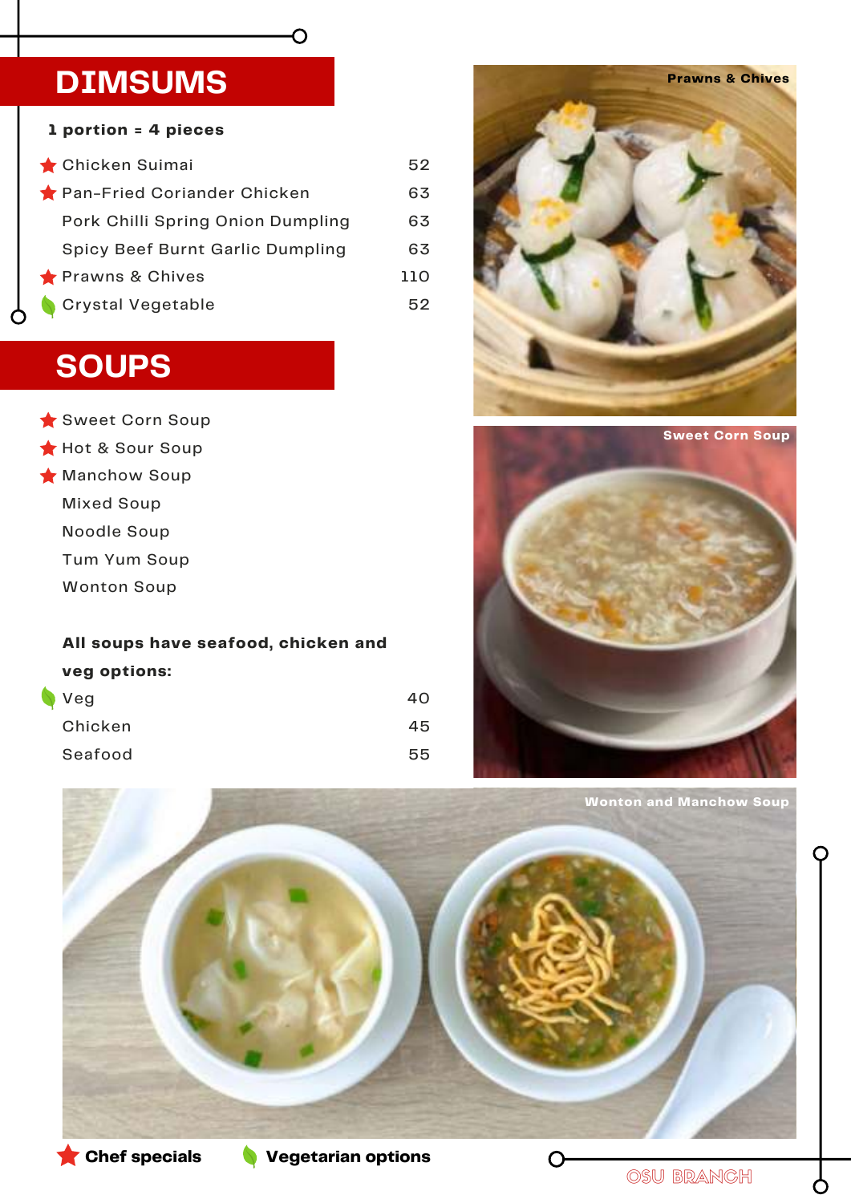## DIMSUMS

**1 portion = 4 pieces**

| | |
|---|---|
| ★ Chicken Suimai | 52 |
| ★ Pan-Fried Coriander Chicken | 63 |
| Pork Chilli Spring Onion Dumpling | 63 |
| Spicy Beef Burnt Garlic Dumpling | 63 |
| ★ Prawns & Chives | 110 |
| 🍃 Crystal Vegetable | 52 |

## SOUPS

- ★ Sweet Corn Soup
- ★ Hot & Sour Soup
- ★ Manchow Soup
- Mixed Soup
- Noodle Soup
- Tum Yum Soup
- Wonton Soup

**All soups have seafood, chicken and veg options:**

| | |
|---|---|
| 🍃 Veg | 40 |
| Chicken | 45 |
| Seafood | 55 |

Prawns & Chives

Sweet Corn Soup

Wonton and Manchow Soup

★ **Chef specials** 🍃 **Vegetarian options**

OSU BRANCH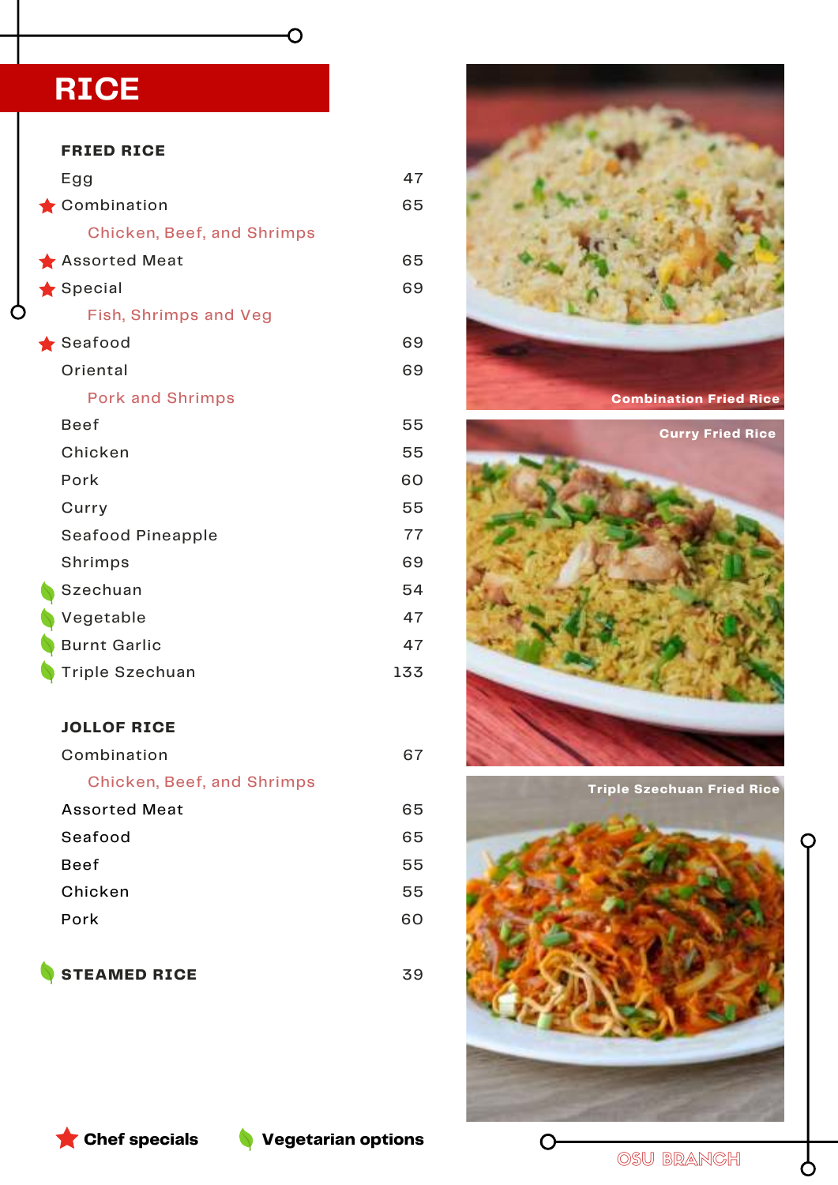# RICE

## FRIED RICE

| | |
|---|---|
| Egg | 47 |
| ★ Combination | 65 |
| Chicken, Beef, and Shrimps | |
| ★ Assorted Meat | 65 |
| ★ Special | 69 |
| Fish, Shrimps and Veg | |
| ★ Seafood | 69 |
| Oriental | 69 |
| Pork and Shrimps | |
| Beef | 55 |
| Chicken | 55 |
| Pork | 60 |
| Curry | 55 |
| Seafood Pineapple | 77 |
| Shrimps | 69 |
| 🌿 Szechuan | 54 |
| 🌿 Vegetable | 47 |
| 🌿 Burnt Garlic | 47 |
| 🌿 Triple Szechuan | 133 |

## JOLLOF RICE

| | |
|---|---|
| Combination | 67 |
| Chicken, Beef, and Shrimps | |
| Assorted Meat | 65 |
| Seafood | 65 |
| Beef | 55 |
| Chicken | 55 |
| Pork | 60 |

## 🌿 STEAMED RICE — 39

Combination Fried Rice

Curry Fried Rice

Triple Szechuan Fried Rice

★ **Chef specials** 🌿 **Vegetarian options**

OSU BRANCH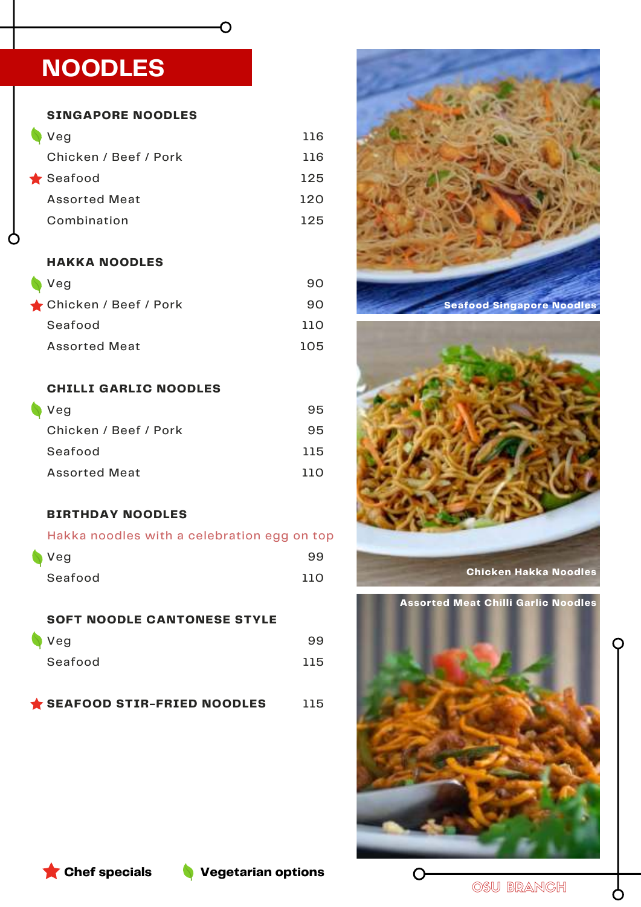# NOODLES

## SINGAPORE NOODLES

| | |
|---|---|
| Veg | 116 |
| Chicken / Beef / Pork | 116 |
| Seafood | 125 |
| Assorted Meat | 120 |
| Combination | 125 |

## HAKKA NOODLES

| | |
|---|---|
| Veg | 90 |
| Chicken / Beef / Pork | 90 |
| Seafood | 110 |
| Assorted Meat | 105 |

## CHILLI GARLIC NOODLES

| | |
|---|---|
| Veg | 95 |
| Chicken / Beef / Pork | 95 |
| Seafood | 115 |
| Assorted Meat | 110 |

## BIRTHDAY NOODLES

Hakka noodles with a celebration egg on top

| | |
|---|---|
| Veg | 99 |
| Seafood | 110 |

## SOFT NOODLE CANTONESE STYLE

| | |
|---|---|
| Veg | 99 |
| Seafood | 115 |

## SEAFOOD STIR-FRIED NOODLES — 115

Seafood Singapore Noodles

Chicken Hakka Noodles

Assorted Meat Chilli Garlic Noodles

Chef specials | Vegetarian options

OSU BRANCH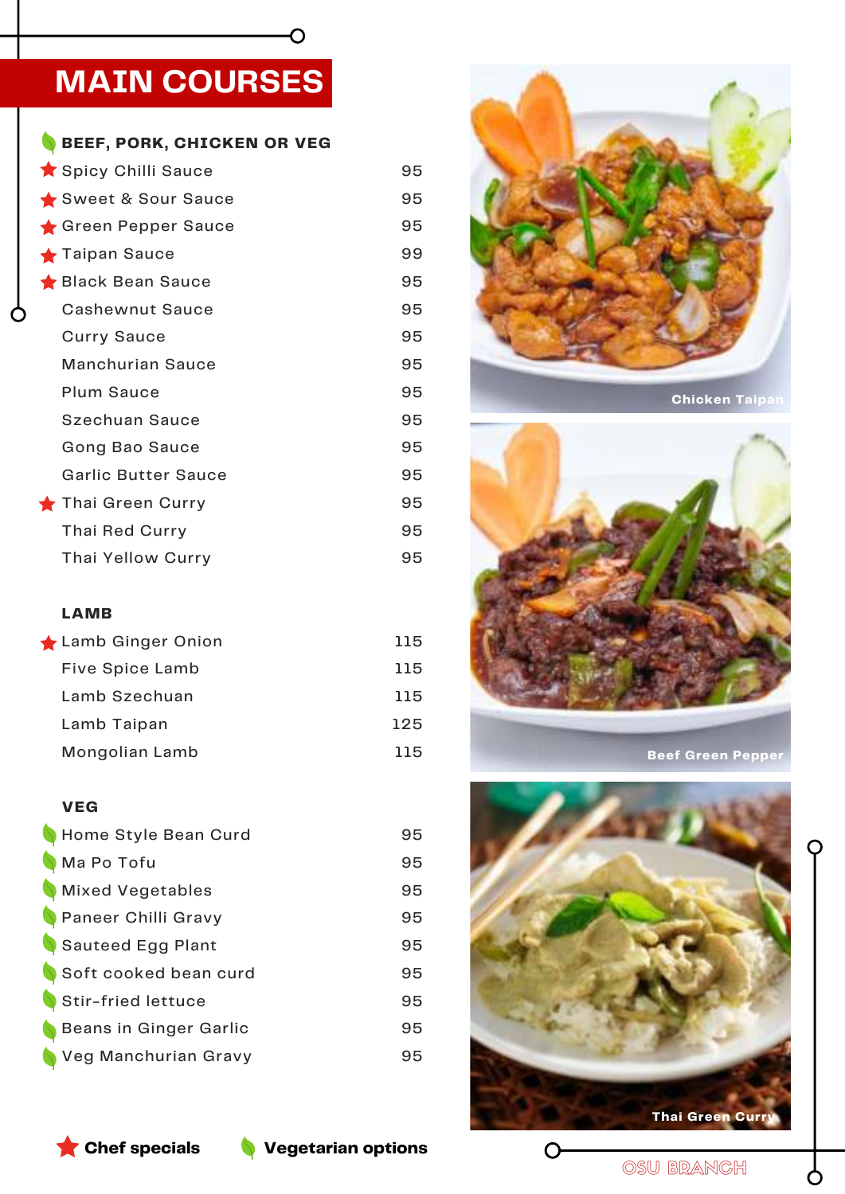# MAIN COURSES

## BEEF, PORK, CHICKEN OR VEG

| | |
|---|---|
| ★ Spicy Chilli Sauce | 95 |
| ★ Sweet & Sour Sauce | 95 |
| ★ Green Pepper Sauce | 95 |
| ★ Taipan Sauce | 99 |
| ★ Black Bean Sauce | 95 |
| Cashewnut Sauce | 95 |
| Curry Sauce | 95 |
| Manchurian Sauce | 95 |
| Plum Sauce | 95 |
| Szechuan Sauce | 95 |
| Gong Bao Sauce | 95 |
| Garlic Butter Sauce | 95 |
| ★ Thai Green Curry | 95 |
| Thai Red Curry | 95 |
| Thai Yellow Curry | 95 |

## LAMB

| | |
|---|---|
| ★ Lamb Ginger Onion | 115 |
| Five Spice Lamb | 115 |
| Lamb Szechuan | 115 |
| Lamb Taipan | 125 |
| Mongolian Lamb | 115 |

## VEG

| | |
|---|---|
| Home Style Bean Curd | 95 |
| Ma Po Tofu | 95 |
| Mixed Vegetables | 95 |
| Paneer Chilli Gravy | 95 |
| Sauteed Egg Plant | 95 |
| Soft cooked bean curd | 95 |
| Stir-fried lettuce | 95 |
| Beans in Ginger Garlic | 95 |
| Veg Manchurian Gravy | 95 |

Chicken Taipan

Beef Green Pepper

Thai Green Curry

★ **Chef specials** &nbsp;&nbsp; **Vegetarian options**

OSU BRANCH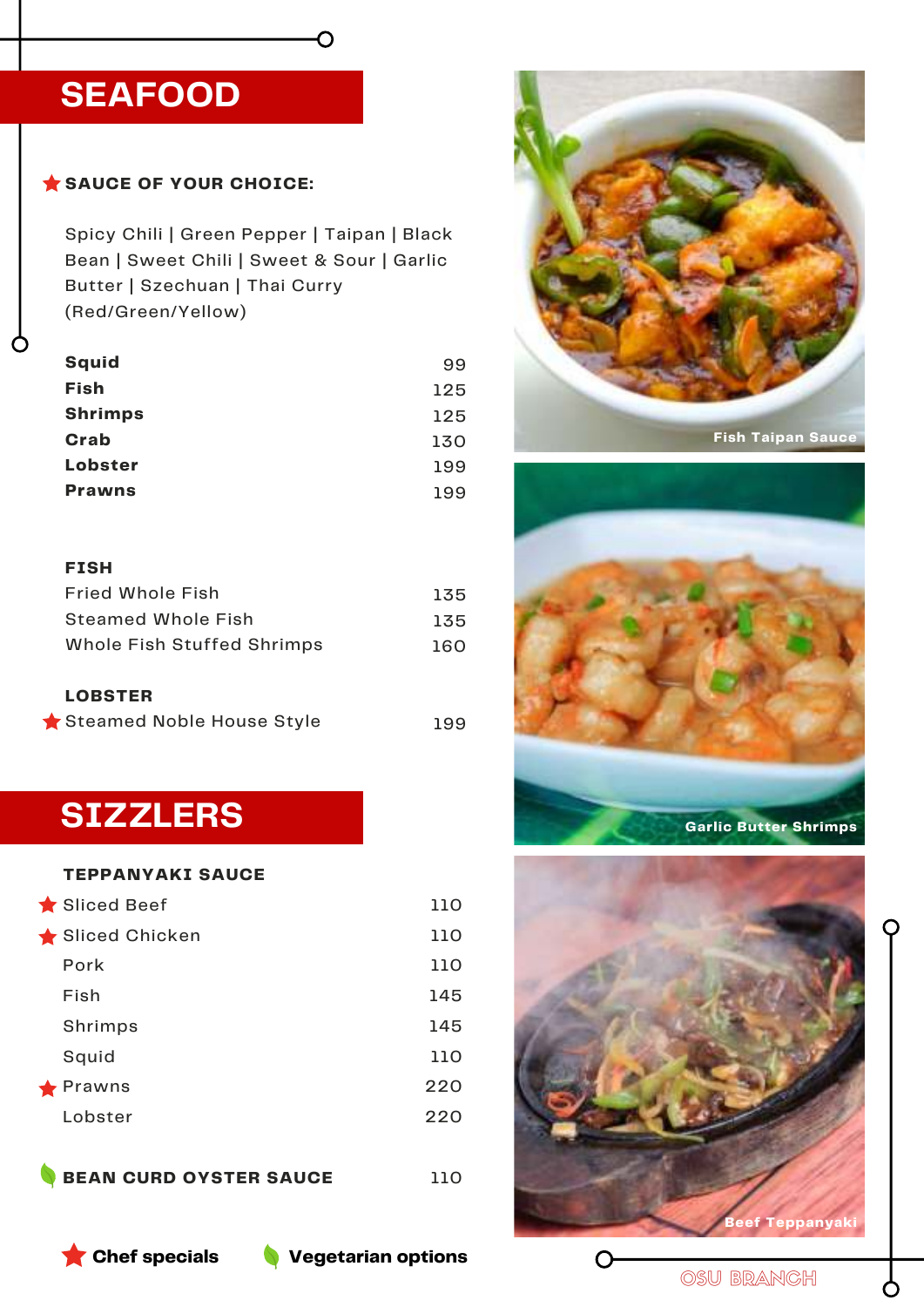# SEAFOOD

★ **SAUCE OF YOUR CHOICE:**

Spicy Chili | Green Pepper | Taipan | Black Bean | Sweet Chili | Sweet & Sour | Garlic Butter | Szechuan | Thai Curry (Red/Green/Yellow)

| | |
|---|---|
| **Squid** | 99 |
| **Fish** | 125 |
| **Shrimps** | 125 |
| **Crab** | 130 |
| **Lobster** | 199 |
| **Prawns** | 199 |

**FISH**

| | |
|---|---|
| Fried Whole Fish | 135 |
| Steamed Whole Fish | 135 |
| Whole Fish Stuffed Shrimps | 160 |

**LOBSTER**

| | |
|---|---|
| ★ Steamed Noble House Style | 199 |

# SIZZLERS

**TEPPANYAKI SAUCE**

| | |
|---|---|
| ★ Sliced Beef | 110 |
| ★ Sliced Chicken | 110 |
| Pork | 110 |
| Fish | 145 |
| Shrimps | 145 |
| Squid | 110 |
| ★ Prawns | 220 |
| Lobster | 220 |

| | |
|---|---|
| 🌿 **BEAN CURD OYSTER SAUCE** | 110 |

Fish Taipan Sauce

Garlic Butter Shrimps

Beef Teppanyaki

★ **Chef specials** 🌿 **Vegetarian options**

OSU BRANCH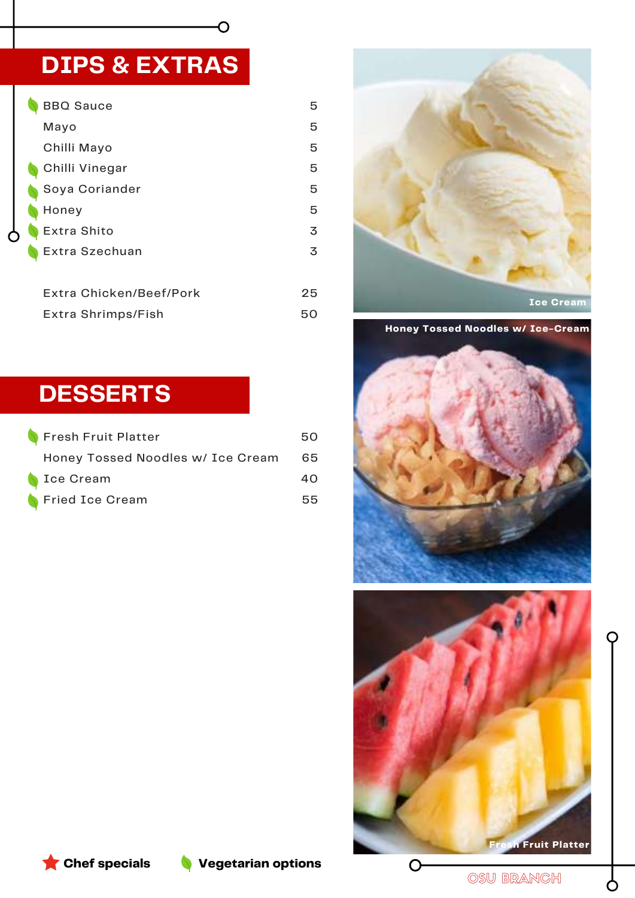## DIPS & EXTRAS

| | |
|---|---|
| BBQ Sauce | 5 |
| Mayo | 5 |
| Chilli Mayo | 5 |
| Chilli Vinegar | 5 |
| Soya Coriander | 5 |
| Honey | 5 |
| Extra Shito | 3 |
| Extra Szechuan | 3 |
| Extra Chicken/Beef/Pork | 25 |
| Extra Shrimps/Fish | 50 |

## DESSERTS

| | |
|---|---|
| Fresh Fruit Platter | 50 |
| Honey Tossed Noodles w/ Ice Cream | 65 |
| Ice Cream | 40 |
| Fried Ice Cream | 55 |

Ice Cream

Honey Tossed Noodles w/ Ice-Cream

Fresh Fruit Platter

**Chef specials** **Vegetarian options**

OSU BRANCH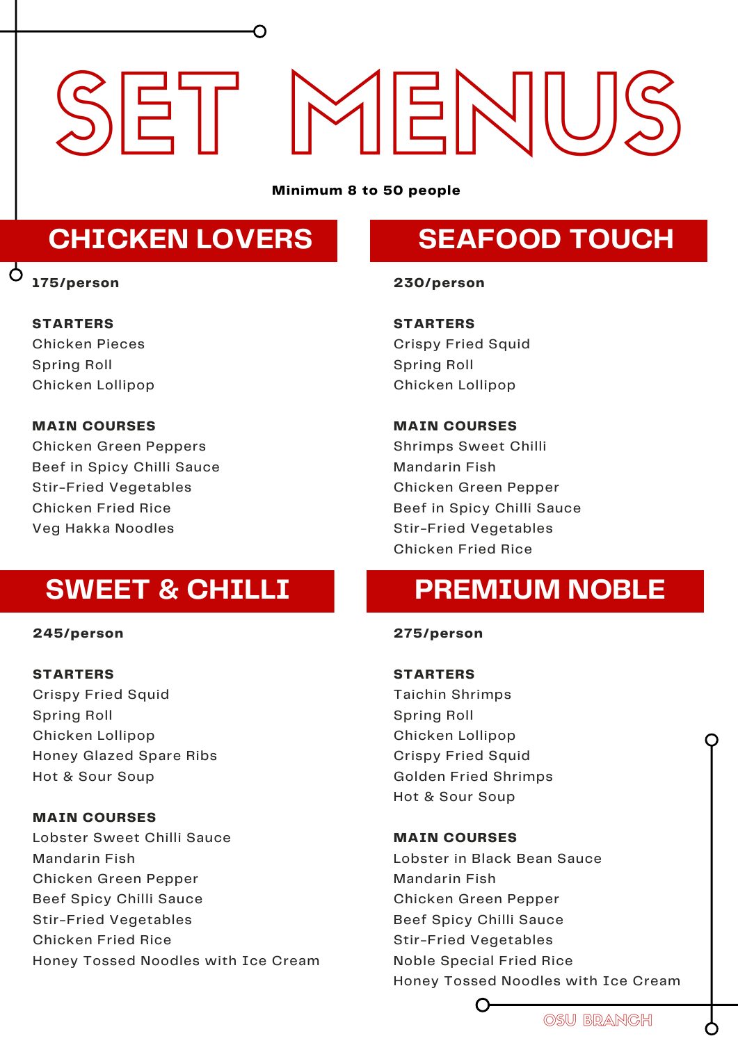# SET MENUS

**Minimum 8 to 50 people**

## CHICKEN LOVERS

**175/person**

**STARTERS**

Chicken Pieces
Spring Roll
Chicken Lollipop

**MAIN COURSES**

Chicken Green Peppers
Beef in Spicy Chilli Sauce
Stir-Fried Vegetables
Chicken Fried Rice
Veg Hakka Noodles

## SEAFOOD TOUCH

**230/person**

**STARTERS**

Crispy Fried Squid
Spring Roll
Chicken Lollipop

**MAIN COURSES**

Shrimps Sweet Chilli
Mandarin Fish
Chicken Green Pepper
Beef in Spicy Chilli Sauce
Stir-Fried Vegetables
Chicken Fried Rice

## SWEET & CHILLI

**245/person**

**STARTERS**

Crispy Fried Squid
Spring Roll
Chicken Lollipop
Honey Glazed Spare Ribs
Hot & Sour Soup

**MAIN COURSES**

Lobster Sweet Chilli Sauce
Mandarin Fish
Chicken Green Pepper
Beef Spicy Chilli Sauce
Stir-Fried Vegetables
Chicken Fried Rice
Honey Tossed Noodles with Ice Cream

## PREMIUM NOBLE

**275/person**

**STARTERS**

Taichin Shrimps
Spring Roll
Chicken Lollipop
Crispy Fried Squid
Golden Fried Shrimps
Hot & Sour Soup

**MAIN COURSES**

Lobster in Black Bean Sauce
Mandarin Fish
Chicken Green Pepper
Beef Spicy Chilli Sauce
Stir-Fried Vegetables
Noble Special Fried Rice
Honey Tossed Noodles with Ice Cream

OSU BRANCH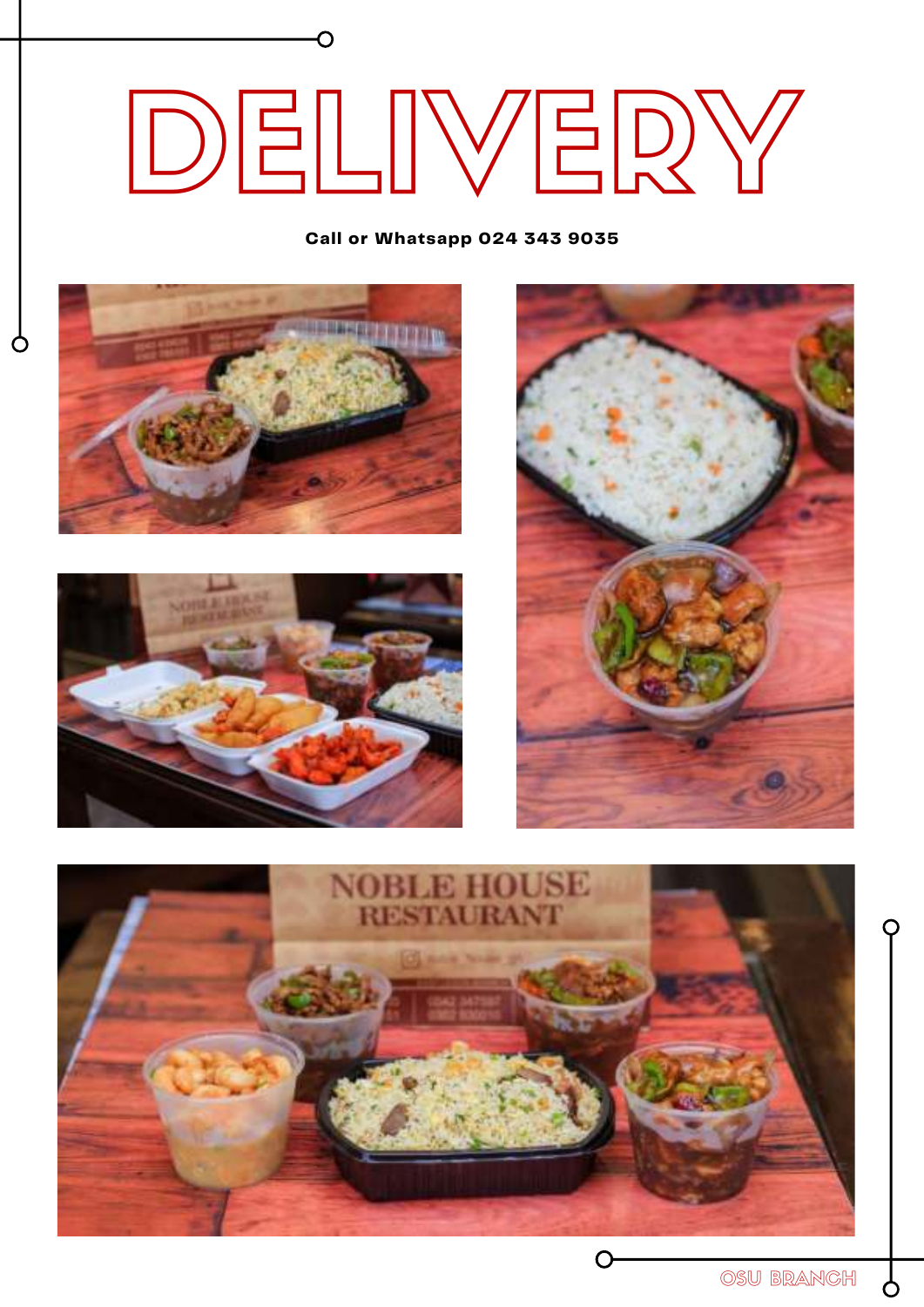# DELIVERY

**Call or Whatsapp 024 343 9035**

OSU BRANCH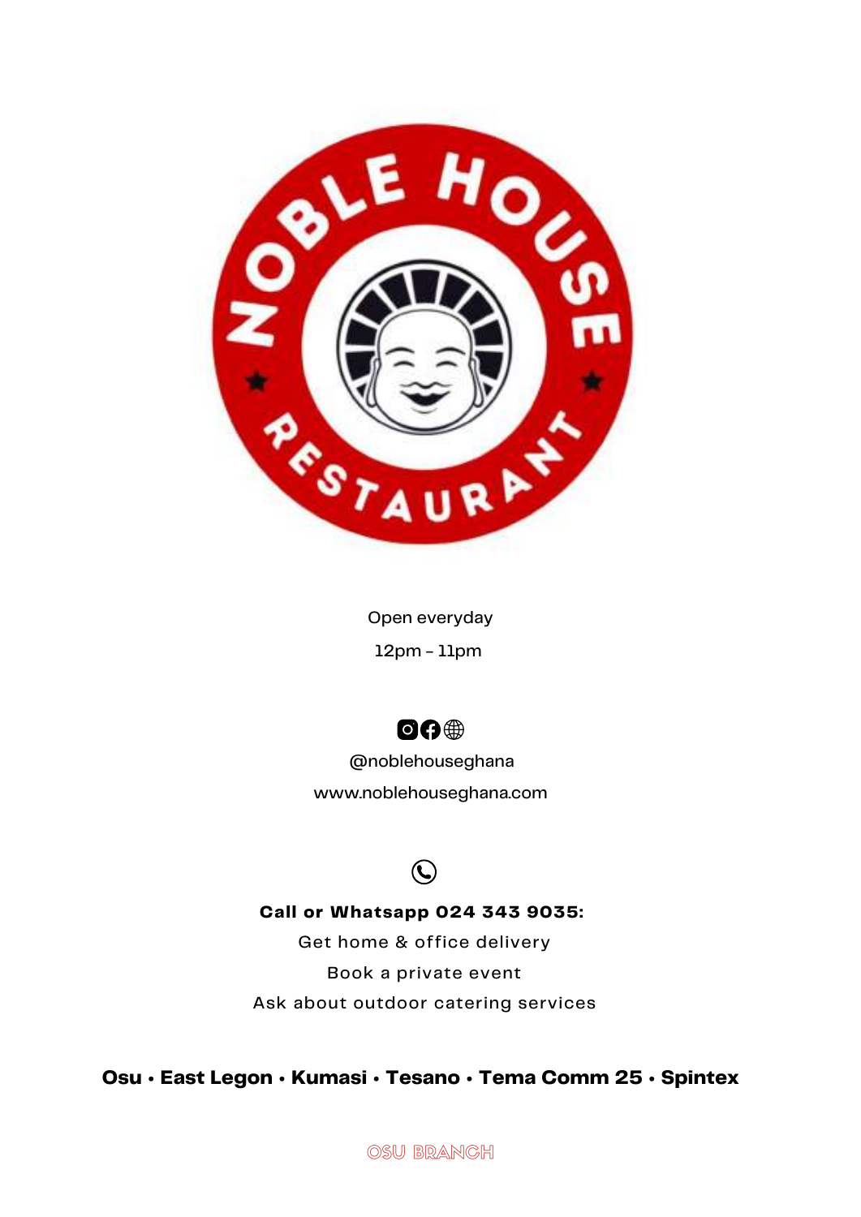NOBLE HOUSE RESTAURANT

Open everyday

12pm – 11pm

@noblehouseghana

www.noblehouseghana.com

**Call or Whatsapp 024 343 9035:**

Get home & office delivery

Book a private event

Ask about outdoor catering services

**Osu • East Legon • Kumasi • Tesano • Tema Comm 25 • Spintex**

OSU BRANCH